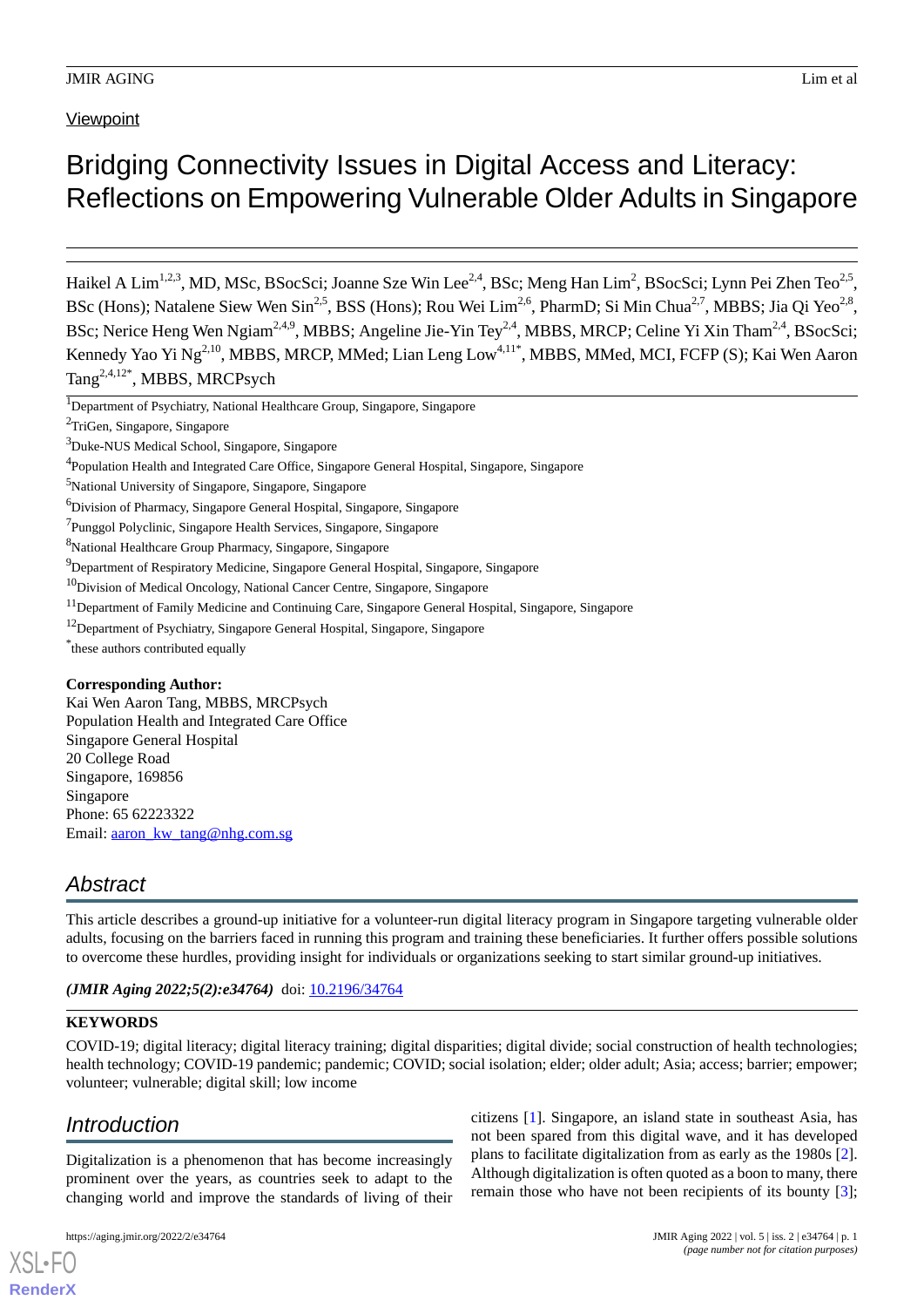Viewpoint

# Bridging Connectivity Issues in Digital Access and Literacy: Reflections on Empowering Vulnerable Older Adults in Singapore

Haikel A Lim[1,2,3], MD, MSc, BSocSci; Joanne Sze Win Lee[2,4], BSc; Meng Han Lim[2], BSocSci; Lynn Pei Zhen Teo[2,5], BSc (Hons); Natalene Siew Wen Sin[2,5], BSS (Hons); Rou Wei Lim[2,6], PharmD; Si Min Chua[2,7], MBBS; Jia Qi Yeo[2,8], BSc; Nerice Heng Wen Ngiam[2,4,9], MBBS; Angeline Jie-Yin Tey[2,4], MBBS, MRCP; Celine Yi Xin Tham[2,4], BSocSci; Kennedy Yao Yi Ng[2,10], MBBS, MRCP, MMed; Lian Leng Low[4,11*], MBBS, MMed, MCI, FCFP (S); Kai Wen Aaron Tang[2,4,12*], MBBS, MRCPsych

[1]Department of Psychiatry, National Healthcare Group, Singapore, Singapore

[2]TriGen, Singapore, Singapore

[3]Duke-NUS Medical School, Singapore, Singapore

[4]Population Health and Integrated Care Office, Singapore General Hospital, Singapore, Singapore

[5]National University of Singapore, Singapore, Singapore

[6]Division of Pharmacy, Singapore General Hospital, Singapore, Singapore

[7]Punggol Polyclinic, Singapore Health Services, Singapore, Singapore

[8]National Healthcare Group Pharmacy, Singapore, Singapore

[9]Department of Respiratory Medicine, Singapore General Hospital, Singapore, Singapore

[10]Division of Medical Oncology, National Cancer Centre, Singapore, Singapore

[11]Department of Family Medicine and Continuing Care, Singapore General Hospital, Singapore, Singapore

[12]Department of Psychiatry, Singapore General Hospital, Singapore, Singapore

[*]these authors contributed equally

**Corresponding Author:**
Kai Wen Aaron Tang, MBBS, MRCPsych
Population Health and Integrated Care Office
Singapore General Hospital
20 College Road
Singapore, 169856
Singapore
Phone: 65 62223322
Email: aaron_kw_tang@nhg.com.sg

## Abstract

This article describes a ground-up initiative for a volunteer-run digital literacy program in Singapore targeting vulnerable older adults, focusing on the barriers faced in running this program and training these beneficiaries. It further offers possible solutions to overcome these hurdles, providing insight for individuals or organizations seeking to start similar ground-up initiatives.

***(JMIR Aging 2022;5(2):e34764)*** doi: 10.2196/34764

**KEYWORDS**

COVID-19; digital literacy; digital literacy training; digital disparities; digital divide; social construction of health technologies; health technology; COVID-19 pandemic; pandemic; COVID; social isolation; elder; older adult; Asia; access; barrier; empower; volunteer; vulnerable; digital skill; low income

## Introduction

Digitalization is a phenomenon that has become increasingly prominent over the years, as countries seek to adapt to the changing world and improve the standards of living of their citizens [1]. Singapore, an island state in southeast Asia, has not been spared from this digital wave, and it has developed plans to facilitate digitalization from as early as the 1980s [2]. Although digitalization is often quoted as a boon to many, there remain those who have not been recipients of its bounty [3];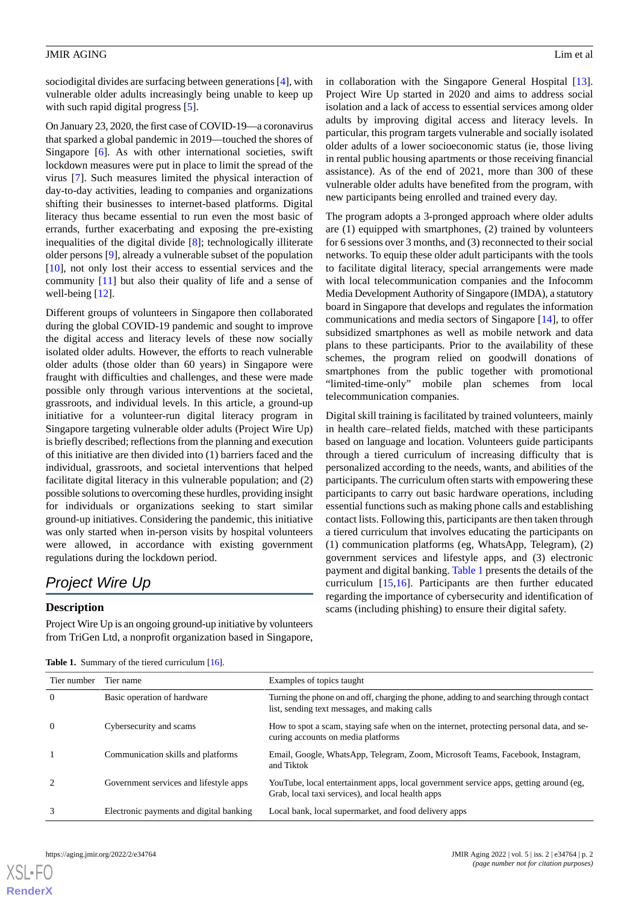sociodigital divides are surfacing between generations [4], with vulnerable older adults increasingly being unable to keep up with such rapid digital progress [5].

On January 23, 2020, the first case of COVID-19—a coronavirus that sparked a global pandemic in 2019—touched the shores of Singapore [6]. As with other international societies, swift lockdown measures were put in place to limit the spread of the virus [7]. Such measures limited the physical interaction of day-to-day activities, leading to companies and organizations shifting their businesses to internet-based platforms. Digital literacy thus became essential to run even the most basic of errands, further exacerbating and exposing the pre-existing inequalities of the digital divide [8]; technologically illiterate older persons [9], already a vulnerable subset of the population [10], not only lost their access to essential services and the community [11] but also their quality of life and a sense of well-being [12].

Different groups of volunteers in Singapore then collaborated during the global COVID-19 pandemic and sought to improve the digital access and literacy levels of these now socially isolated older adults. However, the efforts to reach vulnerable older adults (those older than 60 years) in Singapore were fraught with difficulties and challenges, and these were made possible only through various interventions at the societal, grassroots, and individual levels. In this article, a ground-up initiative for a volunteer-run digital literacy program in Singapore targeting vulnerable older adults (Project Wire Up) is briefly described; reflections from the planning and execution of this initiative are then divided into (1) barriers faced and the individual, grassroots, and societal interventions that helped facilitate digital literacy in this vulnerable population; and (2) possible solutions to overcoming these hurdles, providing insight for individuals or organizations seeking to start similar ground-up initiatives. Considering the pandemic, this initiative was only started when in-person visits by hospital volunteers were allowed, in accordance with existing government regulations during the lockdown period.

## Project Wire Up

### Description

Project Wire Up is an ongoing ground-up initiative by volunteers from TriGen Ltd, a nonprofit organization based in Singapore, in collaboration with the Singapore General Hospital [13]. Project Wire Up started in 2020 and aims to address social isolation and a lack of access to essential services among older adults by improving digital access and literacy levels. In particular, this program targets vulnerable and socially isolated older adults of a lower socioeconomic status (ie, those living in rental public housing apartments or those receiving financial assistance). As of the end of 2021, more than 300 of these vulnerable older adults have benefited from the program, with new participants being enrolled and trained every day.

The program adopts a 3-pronged approach where older adults are (1) equipped with smartphones, (2) trained by volunteers for 6 sessions over 3 months, and (3) reconnected to their social networks. To equip these older adult participants with the tools to facilitate digital literacy, special arrangements were made with local telecommunication companies and the Infocomm Media Development Authority of Singapore (IMDA), a statutory board in Singapore that develops and regulates the information communications and media sectors of Singapore [14], to offer subsidized smartphones as well as mobile network and data plans to these participants. Prior to the availability of these schemes, the program relied on goodwill donations of smartphones from the public together with promotional "limited-time-only" mobile plan schemes from local telecommunication companies.

Digital skill training is facilitated by trained volunteers, mainly in health care–related fields, matched with these participants based on language and location. Volunteers guide participants through a tiered curriculum of increasing difficulty that is personalized according to the needs, wants, and abilities of the participants. The curriculum often starts with empowering these participants to carry out basic hardware operations, including essential functions such as making phone calls and establishing contact lists. Following this, participants are then taken through a tiered curriculum that involves educating the participants on (1) communication platforms (eg, WhatsApp, Telegram), (2) government services and lifestyle apps, and (3) electronic payment and digital banking. Table 1 presents the details of the curriculum [15,16]. Participants are then further educated regarding the importance of cybersecurity and identification of scams (including phishing) to ensure their digital safety.

**Table 1.** Summary of the tiered curriculum [16].

| Tier number | Tier name | Examples of topics taught |
|---|---|---|
| 0 | Basic operation of hardware | Turning the phone on and off, charging the phone, adding to and searching through contact list, sending text messages, and making calls |
| 0 | Cybersecurity and scams | How to spot a scam, staying safe when on the internet, protecting personal data, and securing accounts on media platforms |
| 1 | Communication skills and platforms | Email, Google, WhatsApp, Telegram, Zoom, Microsoft Teams, Facebook, Instagram, and Tiktok |
| 2 | Government services and lifestyle apps | YouTube, local entertainment apps, local government service apps, getting around (eg, Grab, local taxi services), and local health apps |
| 3 | Electronic payments and digital banking | Local bank, local supermarket, and food delivery apps |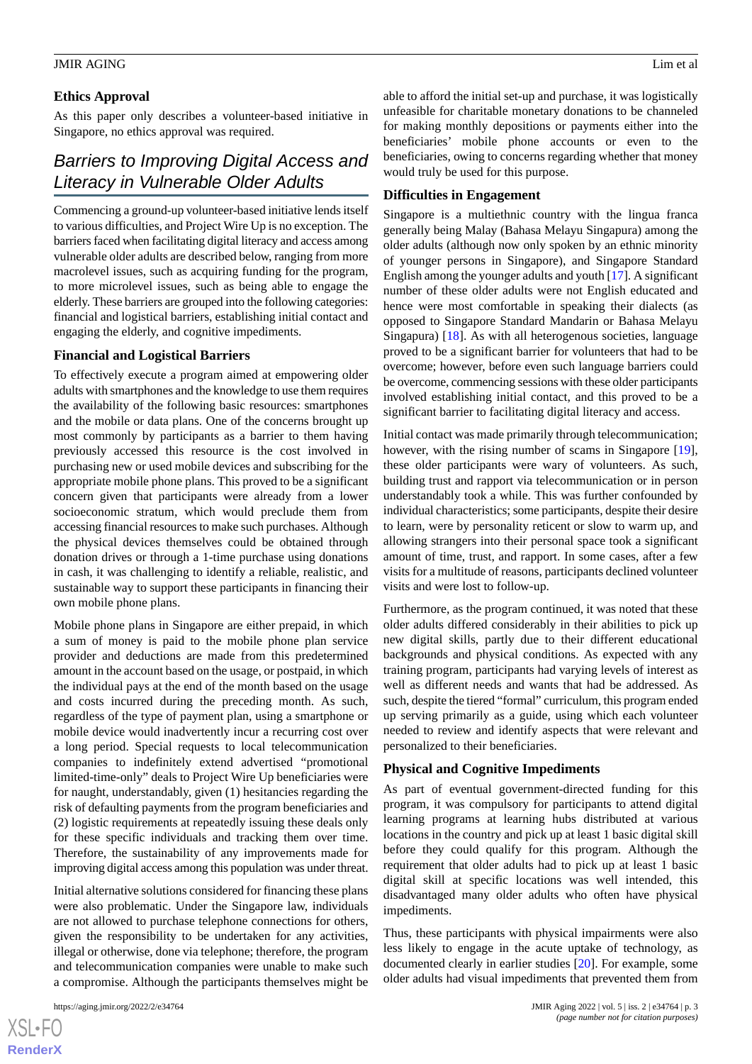## Ethics Approval

As this paper only describes a volunteer-based initiative in Singapore, no ethics approval was required.

# Barriers to Improving Digital Access and Literacy in Vulnerable Older Adults

Commencing a ground-up volunteer-based initiative lends itself to various difficulties, and Project Wire Up is no exception. The barriers faced when facilitating digital literacy and access among vulnerable older adults are described below, ranging from more macrolevel issues, such as acquiring funding for the program, to more microlevel issues, such as being able to engage the elderly. These barriers are grouped into the following categories: financial and logistical barriers, establishing initial contact and engaging the elderly, and cognitive impediments.

## Financial and Logistical Barriers

To effectively execute a program aimed at empowering older adults with smartphones and the knowledge to use them requires the availability of the following basic resources: smartphones and the mobile or data plans. One of the concerns brought up most commonly by participants as a barrier to them having previously accessed this resource is the cost involved in purchasing new or used mobile devices and subscribing for the appropriate mobile phone plans. This proved to be a significant concern given that participants were already from a lower socioeconomic stratum, which would preclude them from accessing financial resources to make such purchases. Although the physical devices themselves could be obtained through donation drives or through a 1-time purchase using donations in cash, it was challenging to identify a reliable, realistic, and sustainable way to support these participants in financing their own mobile phone plans.

Mobile phone plans in Singapore are either prepaid, in which a sum of money is paid to the mobile phone plan service provider and deductions are made from this predetermined amount in the account based on the usage, or postpaid, in which the individual pays at the end of the month based on the usage and costs incurred during the preceding month. As such, regardless of the type of payment plan, using a smartphone or mobile device would inadvertently incur a recurring cost over a long period. Special requests to local telecommunication companies to indefinitely extend advertised "promotional limited-time-only" deals to Project Wire Up beneficiaries were for naught, understandably, given (1) hesitancies regarding the risk of defaulting payments from the program beneficiaries and (2) logistic requirements at repeatedly issuing these deals only for these specific individuals and tracking them over time. Therefore, the sustainability of any improvements made for improving digital access among this population was under threat.

Initial alternative solutions considered for financing these plans were also problematic. Under the Singapore law, individuals are not allowed to purchase telephone connections for others, given the responsibility to be undertaken for any activities, illegal or otherwise, done via telephone; therefore, the program and telecommunication companies were unable to make such a compromise. Although the participants themselves might be able to afford the initial set-up and purchase, it was logistically unfeasible for charitable monetary donations to be channeled for making monthly depositions or payments either into the beneficiaries' mobile phone accounts or even to the beneficiaries, owing to concerns regarding whether that money would truly be used for this purpose.

## Difficulties in Engagement

Singapore is a multiethnic country with the lingua franca generally being Malay (Bahasa Melayu Singapura) among the older adults (although now only spoken by an ethnic minority of younger persons in Singapore), and Singapore Standard English among the younger adults and youth [17]. A significant number of these older adults were not English educated and hence were most comfortable in speaking their dialects (as opposed to Singapore Standard Mandarin or Bahasa Melayu Singapura) [18]. As with all heterogenous societies, language proved to be a significant barrier for volunteers that had to be overcome; however, before even such language barriers could be overcome, commencing sessions with these older participants involved establishing initial contact, and this proved to be a significant barrier to facilitating digital literacy and access.

Initial contact was made primarily through telecommunication; however, with the rising number of scams in Singapore [19], these older participants were wary of volunteers. As such, building trust and rapport via telecommunication or in person understandably took a while. This was further confounded by individual characteristics; some participants, despite their desire to learn, were by personality reticent or slow to warm up, and allowing strangers into their personal space took a significant amount of time, trust, and rapport. In some cases, after a few visits for a multitude of reasons, participants declined volunteer visits and were lost to follow-up.

Furthermore, as the program continued, it was noted that these older adults differed considerably in their abilities to pick up new digital skills, partly due to their different educational backgrounds and physical conditions. As expected with any training program, participants had varying levels of interest as well as different needs and wants that had be addressed. As such, despite the tiered "formal" curriculum, this program ended up serving primarily as a guide, using which each volunteer needed to review and identify aspects that were relevant and personalized to their beneficiaries.

## Physical and Cognitive Impediments

As part of eventual government-directed funding for this program, it was compulsory for participants to attend digital learning programs at learning hubs distributed at various locations in the country and pick up at least 1 basic digital skill before they could qualify for this program. Although the requirement that older adults had to pick up at least 1 basic digital skill at specific locations was well intended, this disadvantaged many older adults who often have physical impediments.

Thus, these participants with physical impairments were also less likely to engage in the acute uptake of technology, as documented clearly in earlier studies [20]. For example, some older adults had visual impediments that prevented them from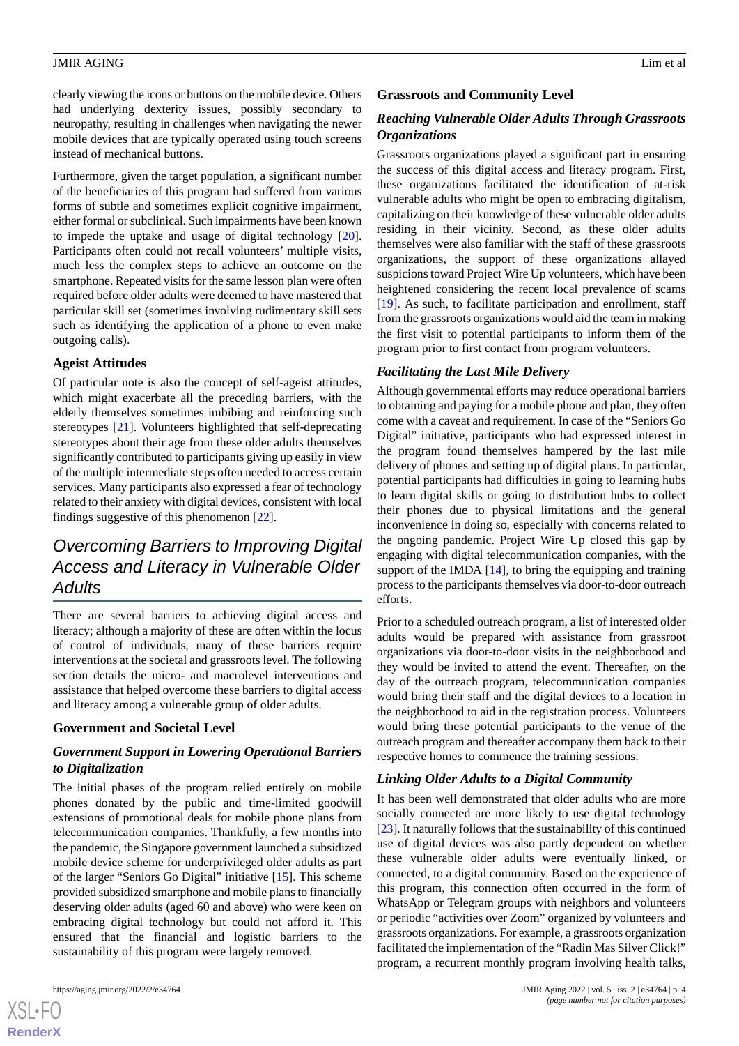clearly viewing the icons or buttons on the mobile device. Others had underlying dexterity issues, possibly secondary to neuropathy, resulting in challenges when navigating the newer mobile devices that are typically operated using touch screens instead of mechanical buttons.

Furthermore, given the target population, a significant number of the beneficiaries of this program had suffered from various forms of subtle and sometimes explicit cognitive impairment, either formal or subclinical. Such impairments have been known to impede the uptake and usage of digital technology [20]. Participants often could not recall volunteers' multiple visits, much less the complex steps to achieve an outcome on the smartphone. Repeated visits for the same lesson plan were often required before older adults were deemed to have mastered that particular skill set (sometimes involving rudimentary skill sets such as identifying the application of a phone to even make outgoing calls).

### Ageist Attitudes

Of particular note is also the concept of self-ageist attitudes, which might exacerbate all the preceding barriers, with the elderly themselves sometimes imbibing and reinforcing such stereotypes [21]. Volunteers highlighted that self-deprecating stereotypes about their age from these older adults themselves significantly contributed to participants giving up easily in view of the multiple intermediate steps often needed to access certain services. Many participants also expressed a fear of technology related to their anxiety with digital devices, consistent with local findings suggestive of this phenomenon [22].

## Overcoming Barriers to Improving Digital Access and Literacy in Vulnerable Older Adults

There are several barriers to achieving digital access and literacy; although a majority of these are often within the locus of control of individuals, many of these barriers require interventions at the societal and grassroots level. The following section details the micro- and macrolevel interventions and assistance that helped overcome these barriers to digital access and literacy among a vulnerable group of older adults.

### Government and Societal Level

#### *Government Support in Lowering Operational Barriers to Digitalization*

The initial phases of the program relied entirely on mobile phones donated by the public and time-limited goodwill extensions of promotional deals for mobile phone plans from telecommunication companies. Thankfully, a few months into the pandemic, the Singapore government launched a subsidized mobile device scheme for underprivileged older adults as part of the larger "Seniors Go Digital" initiative [15]. This scheme provided subsidized smartphone and mobile plans to financially deserving older adults (aged 60 and above) who were keen on embracing digital technology but could not afford it. This ensured that the financial and logistic barriers to the sustainability of this program were largely removed.

### Grassroots and Community Level

#### *Reaching Vulnerable Older Adults Through Grassroots Organizations*

Grassroots organizations played a significant part in ensuring the success of this digital access and literacy program. First, these organizations facilitated the identification of at-risk vulnerable adults who might be open to embracing digitalism, capitalizing on their knowledge of these vulnerable older adults residing in their vicinity. Second, as these older adults themselves were also familiar with the staff of these grassroots organizations, the support of these organizations allayed suspicions toward Project Wire Up volunteers, which have been heightened considering the recent local prevalence of scams [19]. As such, to facilitate participation and enrollment, staff from the grassroots organizations would aid the team in making the first visit to potential participants to inform them of the program prior to first contact from program volunteers.

#### *Facilitating the Last Mile Delivery*

Although governmental efforts may reduce operational barriers to obtaining and paying for a mobile phone and plan, they often come with a caveat and requirement. In case of the "Seniors Go Digital" initiative, participants who had expressed interest in the program found themselves hampered by the last mile delivery of phones and setting up of digital plans. In particular, potential participants had difficulties in going to learning hubs to learn digital skills or going to distribution hubs to collect their phones due to physical limitations and the general inconvenience in doing so, especially with concerns related to the ongoing pandemic. Project Wire Up closed this gap by engaging with digital telecommunication companies, with the support of the IMDA [14], to bring the equipping and training process to the participants themselves via door-to-door outreach efforts.

Prior to a scheduled outreach program, a list of interested older adults would be prepared with assistance from grassroot organizations via door-to-door visits in the neighborhood and they would be invited to attend the event. Thereafter, on the day of the outreach program, telecommunication companies would bring their staff and the digital devices to a location in the neighborhood to aid in the registration process. Volunteers would bring these potential participants to the venue of the outreach program and thereafter accompany them back to their respective homes to commence the training sessions.

#### *Linking Older Adults to a Digital Community*

It has been well demonstrated that older adults who are more socially connected are more likely to use digital technology [23]. It naturally follows that the sustainability of this continued use of digital devices was also partly dependent on whether these vulnerable older adults were eventually linked, or connected, to a digital community. Based on the experience of this program, this connection often occurred in the form of WhatsApp or Telegram groups with neighbors and volunteers or periodic "activities over Zoom" organized by volunteers and grassroots organizations. For example, a grassroots organization facilitated the implementation of the "Radin Mas Silver Click!" program, a recurrent monthly program involving health talks,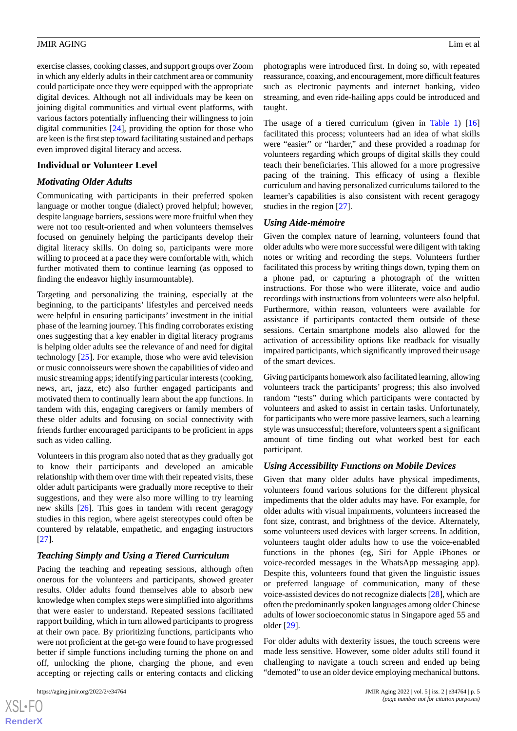exercise classes, cooking classes, and support groups over Zoom in which any elderly adults in their catchment area or community could participate once they were equipped with the appropriate digital devices. Although not all individuals may be keen on joining digital communities and virtual event platforms, with various factors potentially influencing their willingness to join digital communities [24], providing the option for those who are keen is the first step toward facilitating sustained and perhaps even improved digital literacy and access.

### Individual or Volunteer Level

#### *Motivating Older Adults*

Communicating with participants in their preferred spoken language or mother tongue (dialect) proved helpful; however, despite language barriers, sessions were more fruitful when they were not too result-oriented and when volunteers themselves focused on genuinely helping the participants develop their digital literacy skills. On doing so, participants were more willing to proceed at a pace they were comfortable with, which further motivated them to continue learning (as opposed to finding the endeavor highly insurmountable).

Targeting and personalizing the training, especially at the beginning, to the participants' lifestyles and perceived needs were helpful in ensuring participants' investment in the initial phase of the learning journey. This finding corroborates existing ones suggesting that a key enabler in digital literacy programs is helping older adults see the relevance of and need for digital technology [25]. For example, those who were avid television or music connoisseurs were shown the capabilities of video and music streaming apps; identifying particular interests (cooking, news, art, jazz, etc) also further engaged participants and motivated them to continually learn about the app functions. In tandem with this, engaging caregivers or family members of these older adults and focusing on social connectivity with friends further encouraged participants to be proficient in apps such as video calling.

Volunteers in this program also noted that as they gradually got to know their participants and developed an amicable relationship with them over time with their repeated visits, these older adult participants were gradually more receptive to their suggestions, and they were also more willing to try learning new skills [26]. This goes in tandem with recent geragogy studies in this region, where ageist stereotypes could often be countered by relatable, empathetic, and engaging instructors [27].

#### *Teaching Simply and Using a Tiered Curriculum*

Pacing the teaching and repeating sessions, although often onerous for the volunteers and participants, showed greater results. Older adults found themselves able to absorb new knowledge when complex steps were simplified into algorithms that were easier to understand. Repeated sessions facilitated rapport building, which in turn allowed participants to progress at their own pace. By prioritizing functions, participants who were not proficient at the get-go were found to have progressed better if simple functions including turning the phone on and off, unlocking the phone, charging the phone, and even accepting or rejecting calls or entering contacts and clicking photographs were introduced first. In doing so, with repeated reassurance, coaxing, and encouragement, more difficult features such as electronic payments and internet banking, video streaming, and even ride-hailing apps could be introduced and taught.

The usage of a tiered curriculum (given in Table 1) [16] facilitated this process; volunteers had an idea of what skills were "easier" or "harder," and these provided a roadmap for volunteers regarding which groups of digital skills they could teach their beneficiaries. This allowed for a more progressive pacing of the training. This efficacy of using a flexible curriculum and having personalized curriculums tailored to the learner's capabilities is also consistent with recent geragogy studies in the region [27].

#### *Using Aide-mémoire*

Given the complex nature of learning, volunteers found that older adults who were more successful were diligent with taking notes or writing and recording the steps. Volunteers further facilitated this process by writing things down, typing them on a phone pad, or capturing a photograph of the written instructions. For those who were illiterate, voice and audio recordings with instructions from volunteers were also helpful. Furthermore, within reason, volunteers were available for assistance if participants contacted them outside of these sessions. Certain smartphone models also allowed for the activation of accessibility options like readback for visually impaired participants, which significantly improved their usage of the smart devices.

Giving participants homework also facilitated learning, allowing volunteers track the participants' progress; this also involved random "tests" during which participants were contacted by volunteers and asked to assist in certain tasks. Unfortunately, for participants who were more passive learners, such a learning style was unsuccessful; therefore, volunteers spent a significant amount of time finding out what worked best for each participant.

#### *Using Accessibility Functions on Mobile Devices*

Given that many older adults have physical impediments, volunteers found various solutions for the different physical impediments that the older adults may have. For example, for older adults with visual impairments, volunteers increased the font size, contrast, and brightness of the device. Alternately, some volunteers used devices with larger screens. In addition, volunteers taught older adults how to use the voice-enabled functions in the phones (eg, Siri for Apple iPhones or voice-recorded messages in the WhatsApp messaging app). Despite this, volunteers found that given the linguistic issues or preferred language of communication, many of these voice-assisted devices do not recognize dialects [28], which are often the predominantly spoken languages among older Chinese adults of lower socioeconomic status in Singapore aged 55 and older [29].

For older adults with dexterity issues, the touch screens were made less sensitive. However, some older adults still found it challenging to navigate a touch screen and ended up being "demoted" to use an older device employing mechanical buttons.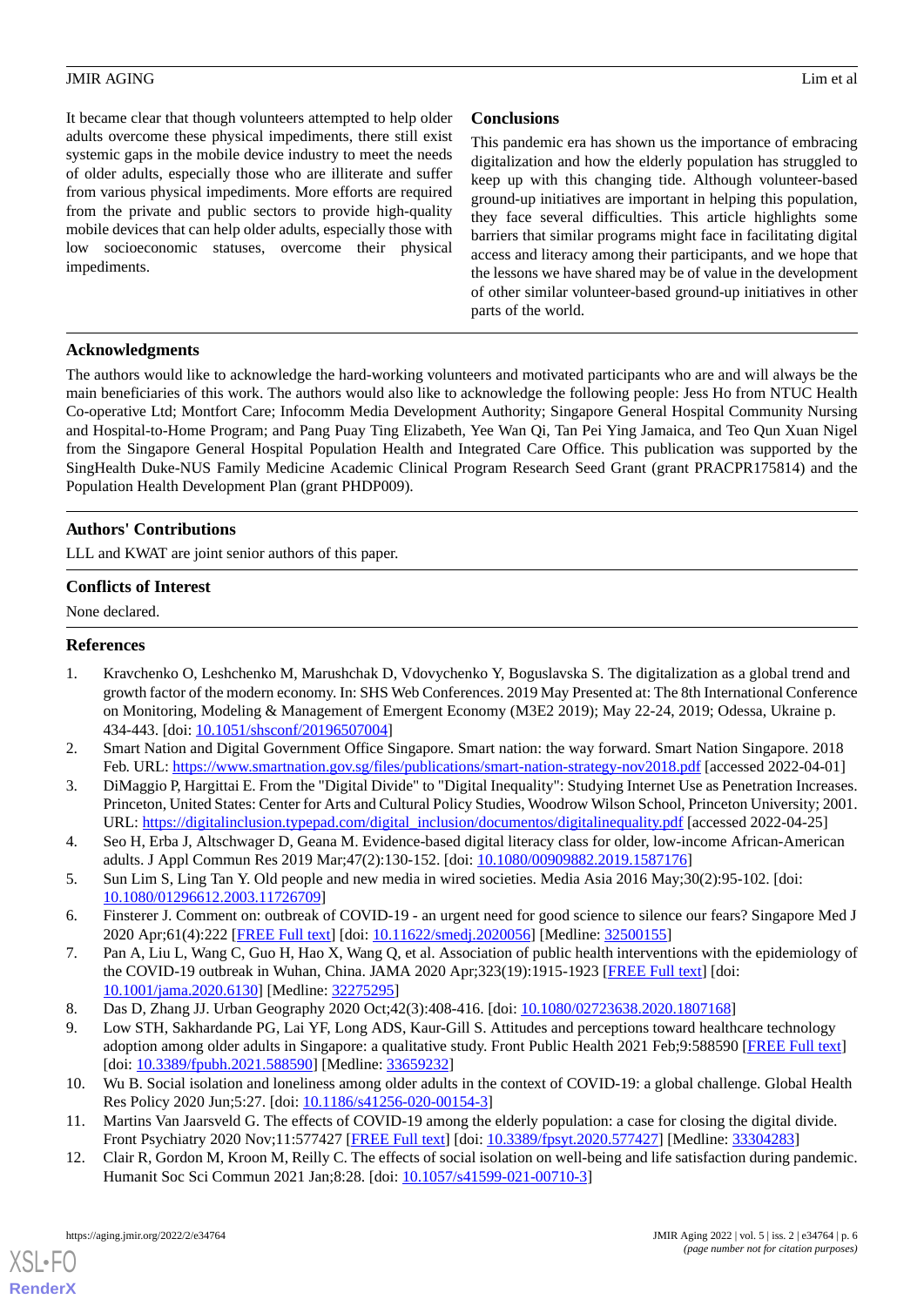It became clear that though volunteers attempted to help older adults overcome these physical impediments, there still exist systemic gaps in the mobile device industry to meet the needs of older adults, especially those who are illiterate and suffer from various physical impediments. More efforts are required from the private and public sectors to provide high-quality mobile devices that can help older adults, especially those with low socioeconomic statuses, overcome their physical impediments.

## Conclusions

This pandemic era has shown us the importance of embracing digitalization and how the elderly population has struggled to keep up with this changing tide. Although volunteer-based ground-up initiatives are important in helping this population, they face several difficulties. This article highlights some barriers that similar programs might face in facilitating digital access and literacy among their participants, and we hope that the lessons we have shared may be of value in the development of other similar volunteer-based ground-up initiatives in other parts of the world.

## Acknowledgments

The authors would like to acknowledge the hard-working volunteers and motivated participants who are and will always be the main beneficiaries of this work. The authors would also like to acknowledge the following people: Jess Ho from NTUC Health Co-operative Ltd; Montfort Care; Infocomm Media Development Authority; Singapore General Hospital Community Nursing and Hospital-to-Home Program; and Pang Puay Ting Elizabeth, Yee Wan Qi, Tan Pei Ying Jamaica, and Teo Qun Xuan Nigel from the Singapore General Hospital Population Health and Integrated Care Office. This publication was supported by the SingHealth Duke-NUS Family Medicine Academic Clinical Program Research Seed Grant (grant PRACPR175814) and the Population Health Development Plan (grant PHDP009).

## Authors' Contributions

LLL and KWAT are joint senior authors of this paper.

## Conflicts of Interest

None declared.

## References

1. Kravchenko O, Leshchenko M, Marushchak D, Vdovychenko Y, Boguslavska S. The digitalization as a global trend and growth factor of the modern economy. In: SHS Web Conferences. 2019 May Presented at: The 8th International Conference on Monitoring, Modeling & Management of Emergent Economy (M3E2 2019); May 22-24, 2019; Odessa, Ukraine p. 434-443. [doi: 10.1051/shsconf/20196507004]
2. Smart Nation and Digital Government Office Singapore. Smart nation: the way forward. Smart Nation Singapore. 2018 Feb. URL: https://www.smartnation.gov.sg/files/publications/smart-nation-strategy-nov2018.pdf [accessed 2022-04-01]
3. DiMaggio P, Hargittai E. From the "Digital Divide" to "Digital Inequality": Studying Internet Use as Penetration Increases. Princeton, United States: Center for Arts and Cultural Policy Studies, Woodrow Wilson School, Princeton University; 2001. URL: https://digitalinclusion.typepad.com/digital_inclusion/documentos/digitalinequality.pdf [accessed 2022-04-25]
4. Seo H, Erba J, Altschwager D, Geana M. Evidence-based digital literacy class for older, low-income African-American adults. J Appl Commun Res 2019 Mar;47(2):130-152. [doi: 10.1080/00909882.2019.1587176]
5. Sun Lim S, Ling Tan Y. Old people and new media in wired societies. Media Asia 2016 May;30(2):95-102. [doi: 10.1080/01296612.2003.11726709]
6. Finsterer J. Comment on: outbreak of COVID-19 - an urgent need for good science to silence our fears? Singapore Med J 2020 Apr;61(4):222 [FREE Full text] [doi: 10.11622/smedj.2020056] [Medline: 32500155]
7. Pan A, Liu L, Wang C, Guo H, Hao X, Wang Q, et al. Association of public health interventions with the epidemiology of the COVID-19 outbreak in Wuhan, China. JAMA 2020 Apr;323(19):1915-1923 [FREE Full text] [doi: 10.1001/jama.2020.6130] [Medline: 32275295]
8. Das D, Zhang JJ. Urban Geography 2020 Oct;42(3):408-416. [doi: 10.1080/02723638.2020.1807168]
9. Low STH, Sakhardande PG, Lai YF, Long ADS, Kaur-Gill S. Attitudes and perceptions toward healthcare technology adoption among older adults in Singapore: a qualitative study. Front Public Health 2021 Feb;9:588590 [FREE Full text] [doi: 10.3389/fpubh.2021.588590] [Medline: 33659232]
10. Wu B. Social isolation and loneliness among older adults in the context of COVID-19: a global challenge. Global Health Res Policy 2020 Jun;5:27. [doi: 10.1186/s41256-020-00154-3]
11. Martins Van Jaarsveld G. The effects of COVID-19 among the elderly population: a case for closing the digital divide. Front Psychiatry 2020 Nov;11:577427 [FREE Full text] [doi: 10.3389/fpsyt.2020.577427] [Medline: 33304283]
12. Clair R, Gordon M, Kroon M, Reilly C. The effects of social isolation on well-being and life satisfaction during pandemic. Humanit Soc Sci Commun 2021 Jan;8:28. [doi: 10.1057/s41599-021-00710-3]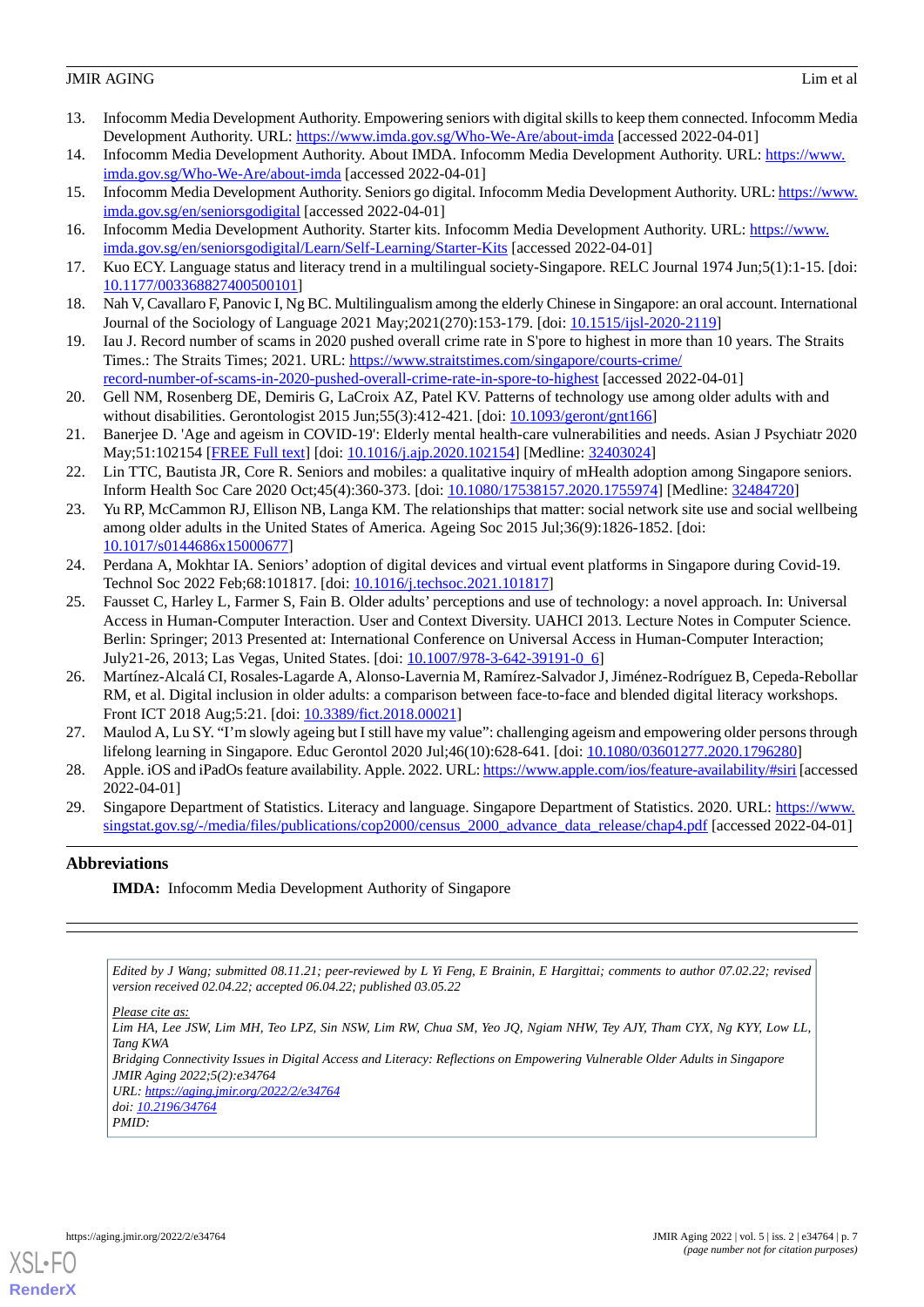13. Infocomm Media Development Authority. Empowering seniors with digital skills to keep them connected. Infocomm Media Development Authority. URL: https://www.imda.gov.sg/Who-We-Are/about-imda [accessed 2022-04-01]
14. Infocomm Media Development Authority. About IMDA. Infocomm Media Development Authority. URL: https://www.imda.gov.sg/Who-We-Are/about-imda [accessed 2022-04-01]
15. Infocomm Media Development Authority. Seniors go digital. Infocomm Media Development Authority. URL: https://www.imda.gov.sg/en/seniorsgodigital [accessed 2022-04-01]
16. Infocomm Media Development Authority. Starter kits. Infocomm Media Development Authority. URL: https://www.imda.gov.sg/en/seniorsgodigital/Learn/Self-Learning/Starter-Kits [accessed 2022-04-01]
17. Kuo ECY. Language status and literacy trend in a multilingual society-Singapore. RELC Journal 1974 Jun;5(1):1-15. [doi: 10.1177/003368827400500101]
18. Nah V, Cavallaro F, Panovic I, Ng BC. Multilingualism among the elderly Chinese in Singapore: an oral account. International Journal of the Sociology of Language 2021 May;2021(270):153-179. [doi: 10.1515/ijsl-2020-2119]
19. Iau J. Record number of scams in 2020 pushed overall crime rate in S'pore to highest in more than 10 years. The Straits Times.: The Straits Times; 2021. URL: https://www.straitstimes.com/singapore/courts-crime/record-number-of-scams-in-2020-pushed-overall-crime-rate-in-spore-to-highest [accessed 2022-04-01]
20. Gell NM, Rosenberg DE, Demiris G, LaCroix AZ, Patel KV. Patterns of technology use among older adults with and without disabilities. Gerontologist 2015 Jun;55(3):412-421. [doi: 10.1093/geront/gnt166]
21. Banerjee D. 'Age and ageism in COVID-19': Elderly mental health-care vulnerabilities and needs. Asian J Psychiatr 2020 May;51:102154 [FREE Full text] [doi: 10.1016/j.ajp.2020.102154] [Medline: 32403024]
22. Lin TTC, Bautista JR, Core R. Seniors and mobiles: a qualitative inquiry of mHealth adoption among Singapore seniors. Inform Health Soc Care 2020 Oct;45(4):360-373. [doi: 10.1080/17538157.2020.1755974] [Medline: 32484720]
23. Yu RP, McCammon RJ, Ellison NB, Langa KM. The relationships that matter: social network site use and social wellbeing among older adults in the United States of America. Ageing Soc 2015 Jul;36(9):1826-1852. [doi: 10.1017/s0144686x15000677]
24. Perdana A, Mokhtar IA. Seniors' adoption of digital devices and virtual event platforms in Singapore during Covid-19. Technol Soc 2022 Feb;68:101817. [doi: 10.1016/j.techsoc.2021.101817]
25. Fausset C, Harley L, Farmer S, Fain B. Older adults' perceptions and use of technology: a novel approach. In: Universal Access in Human-Computer Interaction. User and Context Diversity. UAHCI 2013. Lecture Notes in Computer Science. Berlin: Springer; 2013 Presented at: International Conference on Universal Access in Human-Computer Interaction; July21-26, 2013; Las Vegas, United States. [doi: 10.1007/978-3-642-39191-0_6]
26. Martínez-Alcalá CI, Rosales-Lagarde A, Alonso-Lavernia M, Ramírez-Salvador J, Jiménez-Rodríguez B, Cepeda-Rebollar RM, et al. Digital inclusion in older adults: a comparison between face-to-face and blended digital literacy workshops. Front ICT 2018 Aug;5:21. [doi: 10.3389/fict.2018.00021]
27. Maulod A, Lu SY. "I'm slowly ageing but I still have my value": challenging ageism and empowering older persons through lifelong learning in Singapore. Educ Gerontol 2020 Jul;46(10):628-641. [doi: 10.1080/03601277.2020.1796280]
28. Apple. iOS and iPadOs feature availability. Apple. 2022. URL: https://www.apple.com/ios/feature-availability/#siri [accessed 2022-04-01]
29. Singapore Department of Statistics. Literacy and language. Singapore Department of Statistics. 2020. URL: https://www.singstat.gov.sg/-/media/files/publications/cop2000/census_2000_advance_data_release/chap4.pdf [accessed 2022-04-01]

## Abbreviations

**IMDA:** Infocomm Media Development Authority of Singapore

*Edited by J Wang; submitted 08.11.21; peer-reviewed by L Yi Feng, E Brainin, E Hargittai; comments to author 07.02.22; revised version received 02.04.22; accepted 06.04.22; published 03.05.22*

*Please cite as:*
*Lim HA, Lee JSW, Lim MH, Teo LPZ, Sin NSW, Lim RW, Chua SM, Yeo JQ, Ngiam NHW, Tey AJY, Tham CYX, Ng KYY, Low LL, Tang KWA*
*Bridging Connectivity Issues in Digital Access and Literacy: Reflections on Empowering Vulnerable Older Adults in Singapore*
*JMIR Aging 2022;5(2):e34764*
*URL: https://aging.jmir.org/2022/2/e34764*
*doi: 10.2196/34764*
*PMID:*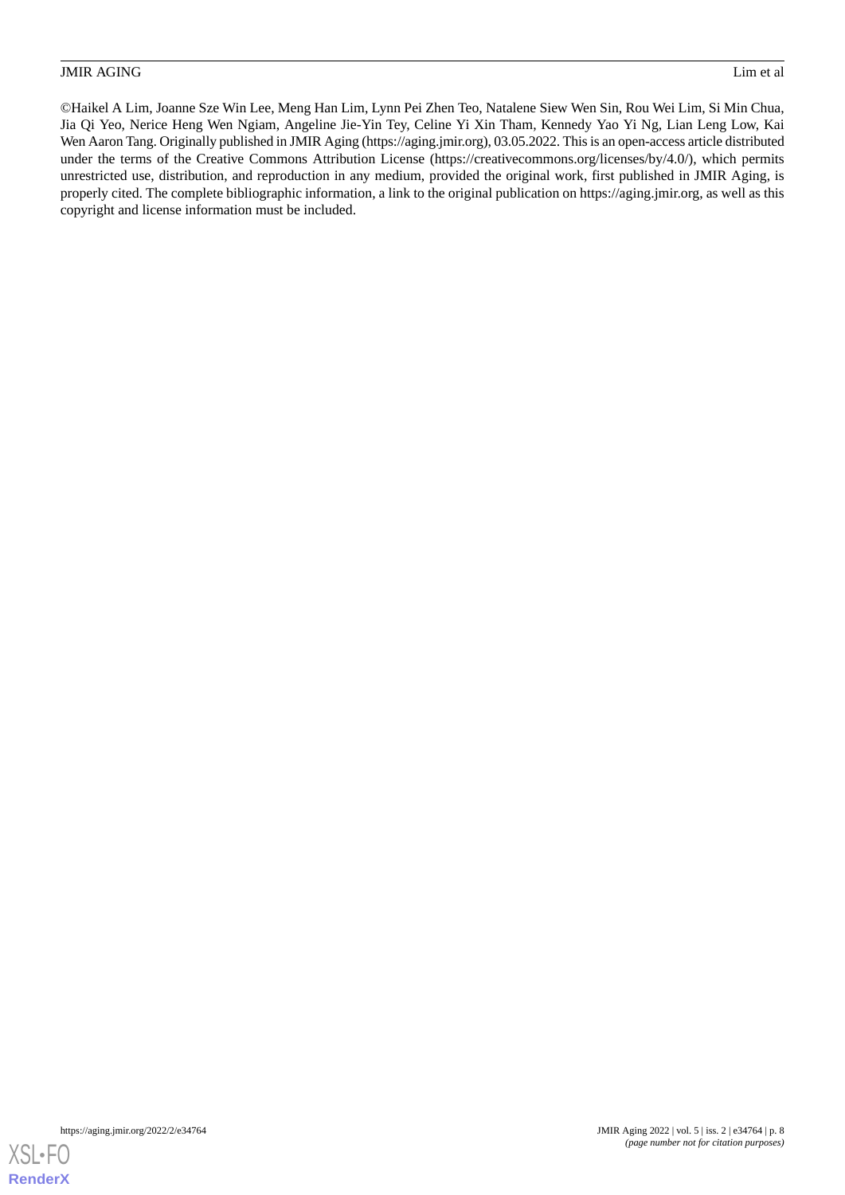©Haikel A Lim, Joanne Sze Win Lee, Meng Han Lim, Lynn Pei Zhen Teo, Natalene Siew Wen Sin, Rou Wei Lim, Si Min Chua, Jia Qi Yeo, Nerice Heng Wen Ngiam, Angeline Jie-Yin Tey, Celine Yi Xin Tham, Kennedy Yao Yi Ng, Lian Leng Low, Kai Wen Aaron Tang. Originally published in JMIR Aging (https://aging.jmir.org), 03.05.2022. This is an open-access article distributed under the terms of the Creative Commons Attribution License (https://creativecommons.org/licenses/by/4.0/), which permits unrestricted use, distribution, and reproduction in any medium, provided the original work, first published in JMIR Aging, is properly cited. The complete bibliographic information, a link to the original publication on https://aging.jmir.org, as well as this copyright and license information must be included.